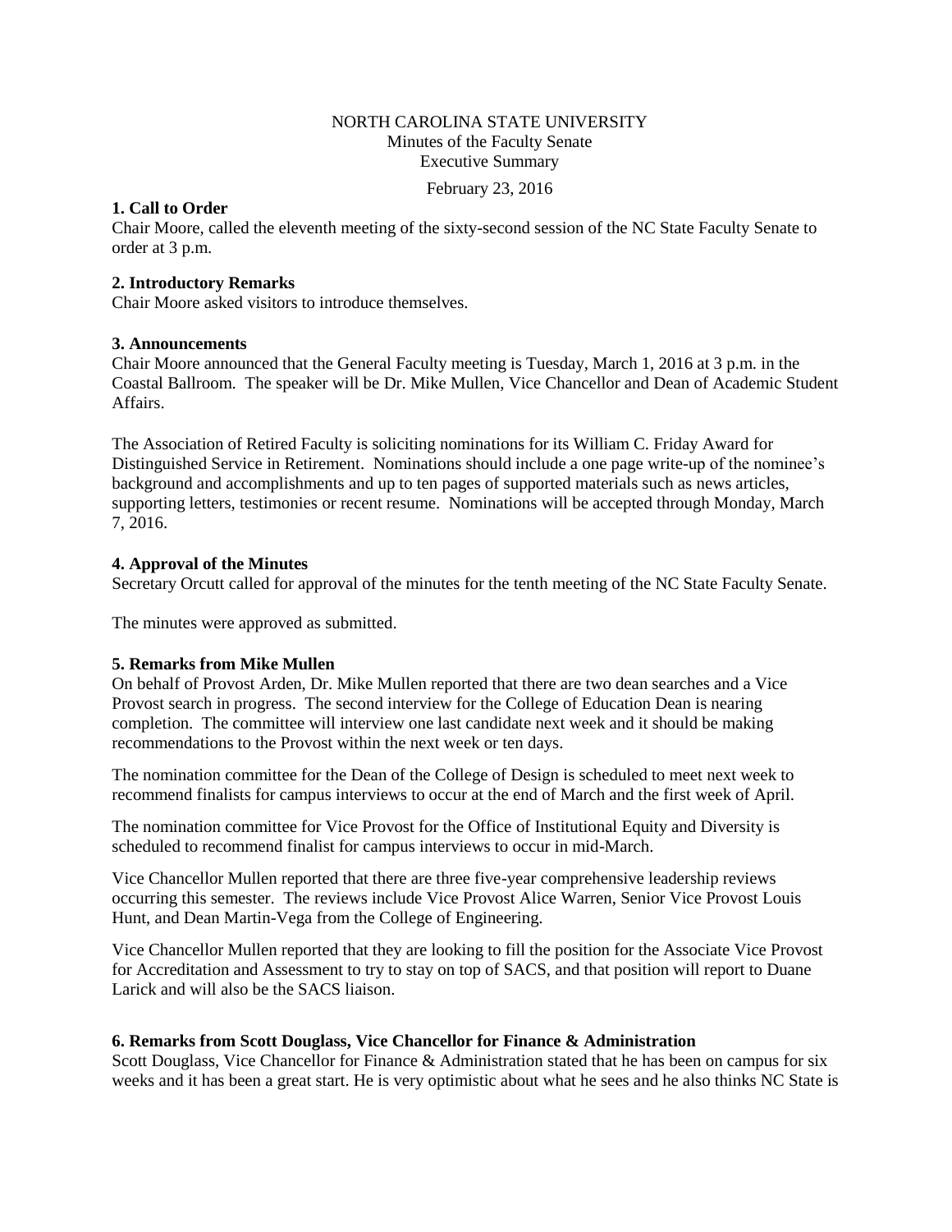NORTH CAROLINA STATE UNIVERSITY
Minutes of the Faculty Senate
Executive Summary

February 23, 2016

**1. Call to Order**
Chair Moore, called the eleventh meeting of the sixty-second session of the NC State Faculty Senate to order at 3 p.m.

**2. Introductory Remarks**
Chair Moore asked visitors to introduce themselves.

**3. Announcements**
Chair Moore announced that the General Faculty meeting is Tuesday, March 1, 2016 at 3 p.m. in the Coastal Ballroom. The speaker will be Dr. Mike Mullen, Vice Chancellor and Dean of Academic Student Affairs.

The Association of Retired Faculty is soliciting nominations for its William C. Friday Award for Distinguished Service in Retirement. Nominations should include a one page write-up of the nominee's background and accomplishments and up to ten pages of supported materials such as news articles, supporting letters, testimonies or recent resume. Nominations will be accepted through Monday, March 7, 2016.

**4. Approval of the Minutes**
Secretary Orcutt called for approval of the minutes for the tenth meeting of the NC State Faculty Senate.

The minutes were approved as submitted.

**5. Remarks from Mike Mullen**
On behalf of Provost Arden, Dr. Mike Mullen reported that there are two dean searches and a Vice Provost search in progress. The second interview for the College of Education Dean is nearing completion. The committee will interview one last candidate next week and it should be making recommendations to the Provost within the next week or ten days.

The nomination committee for the Dean of the College of Design is scheduled to meet next week to recommend finalists for campus interviews to occur at the end of March and the first week of April.

The nomination committee for Vice Provost for the Office of Institutional Equity and Diversity is scheduled to recommend finalist for campus interviews to occur in mid-March.

Vice Chancellor Mullen reported that there are three five-year comprehensive leadership reviews occurring this semester. The reviews include Vice Provost Alice Warren, Senior Vice Provost Louis Hunt, and Dean Martin-Vega from the College of Engineering.

Vice Chancellor Mullen reported that they are looking to fill the position for the Associate Vice Provost for Accreditation and Assessment to try to stay on top of SACS, and that position will report to Duane Larick and will also be the SACS liaison.

**6. Remarks from Scott Douglass, Vice Chancellor for Finance & Administration**
Scott Douglass, Vice Chancellor for Finance & Administration stated that he has been on campus for six weeks and it has been a great start. He is very optimistic about what he sees and he also thinks NC State is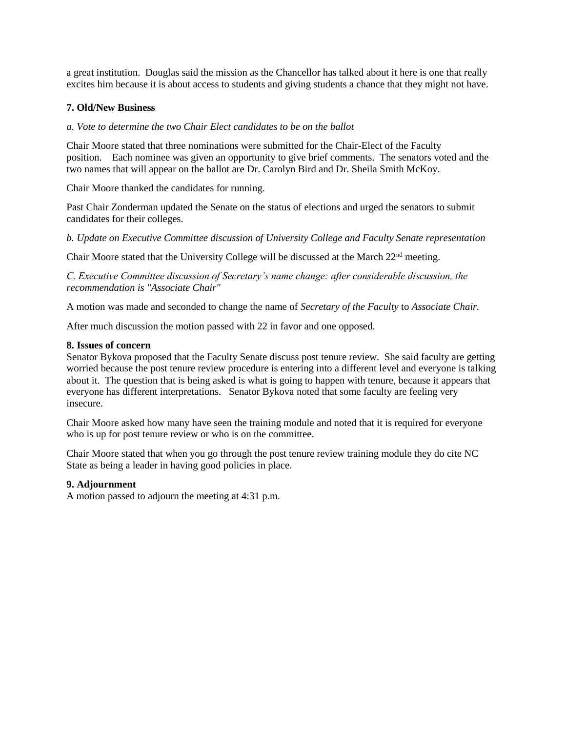a great institution. Douglas said the mission as the Chancellor has talked about it here is one that really excites him because it is about access to students and giving students a chance that they might not have.

**7. Old/New Business**

*a. Vote to determine the two Chair Elect candidates to be on the ballot*

Chair Moore stated that three nominations were submitted for the Chair-Elect of the Faculty position. Each nominee was given an opportunity to give brief comments. The senators voted and the two names that will appear on the ballot are Dr. Carolyn Bird and Dr. Sheila Smith McKoy.

Chair Moore thanked the candidates for running.

Past Chair Zonderman updated the Senate on the status of elections and urged the senators to submit candidates for their colleges.

*b. Update on Executive Committee discussion of University College and Faculty Senate representation*

Chair Moore stated that the University College will be discussed at the March 22nd meeting.

*C. Executive Committee discussion of Secretary's name change: after considerable discussion, the recommendation is "Associate Chair"*

A motion was made and seconded to change the name of *Secretary of the Faculty* to *Associate Chair*.

After much discussion the motion passed with 22 in favor and one opposed.

**8. Issues of concern**

Senator Bykova proposed that the Faculty Senate discuss post tenure review. She said faculty are getting worried because the post tenure review procedure is entering into a different level and everyone is talking about it. The question that is being asked is what is going to happen with tenure, because it appears that everyone has different interpretations. Senator Bykova noted that some faculty are feeling very insecure.

Chair Moore asked how many have seen the training module and noted that it is required for everyone who is up for post tenure review or who is on the committee.

Chair Moore stated that when you go through the post tenure review training module they do cite NC State as being a leader in having good policies in place.

**9. Adjournment**

A motion passed to adjourn the meeting at 4:31 p.m.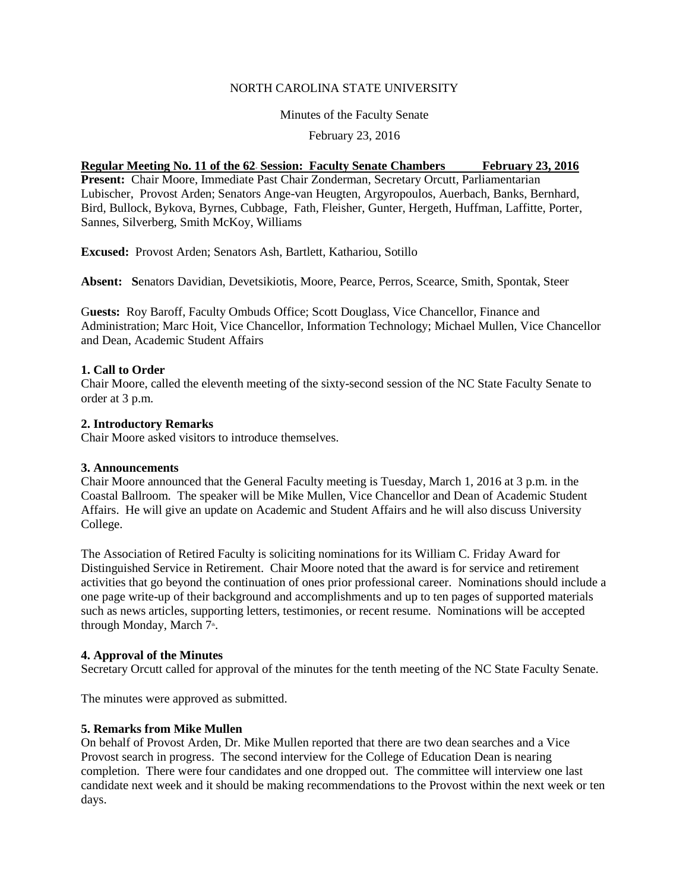NORTH CAROLINA STATE UNIVERSITY

Minutes of the Faculty Senate

February 23, 2016

**Regular Meeting No. 11 of the 62nd Session: Faculty Senate Chambers February 23, 2016**

**Present:** Chair Moore, Immediate Past Chair Zonderman, Secretary Orcutt, Parliamentarian Lubischer, Provost Arden; Senators Ange-van Heugten, Argyropoulos, Auerbach, Banks, Bernhard, Bird, Bullock, Bykova, Byrnes, Cubbage, Fath, Fleisher, Gunter, Hergeth, Huffman, Laffitte, Porter, Sannes, Silverberg, Smith McKoy, Williams

**Excused:** Provost Arden; Senators Ash, Bartlett, Kathariou, Sotillo

**Absent:** Senators Davidian, Devetsikiotis, Moore, Pearce, Perros, Scearce, Smith, Spontak, Steer

**Guests:** Roy Baroff, Faculty Ombuds Office; Scott Douglass, Vice Chancellor, Finance and Administration; Marc Hoit, Vice Chancellor, Information Technology; Michael Mullen, Vice Chancellor and Dean, Academic Student Affairs

**1. Call to Order**

Chair Moore, called the eleventh meeting of the sixty-second session of the NC State Faculty Senate to order at 3 p.m.

**2. Introductory Remarks**

Chair Moore asked visitors to introduce themselves.

**3. Announcements**

Chair Moore announced that the General Faculty meeting is Tuesday, March 1, 2016 at 3 p.m. in the Coastal Ballroom. The speaker will be Mike Mullen, Vice Chancellor and Dean of Academic Student Affairs. He will give an update on Academic and Student Affairs and he will also discuss University College.

The Association of Retired Faculty is soliciting nominations for its William C. Friday Award for Distinguished Service in Retirement. Chair Moore noted that the award is for service and retirement activities that go beyond the continuation of ones prior professional career. Nominations should include a one page write-up of their background and accomplishments and up to ten pages of supported materials such as news articles, supporting letters, testimonies, or recent resume. Nominations will be accepted through Monday, March 7th.

**4. Approval of the Minutes**

Secretary Orcutt called for approval of the minutes for the tenth meeting of the NC State Faculty Senate.

The minutes were approved as submitted.

**5. Remarks from Mike Mullen**

On behalf of Provost Arden, Dr. Mike Mullen reported that there are two dean searches and a Vice Provost search in progress. The second interview for the College of Education Dean is nearing completion. There were four candidates and one dropped out. The committee will interview one last candidate next week and it should be making recommendations to the Provost within the next week or ten days.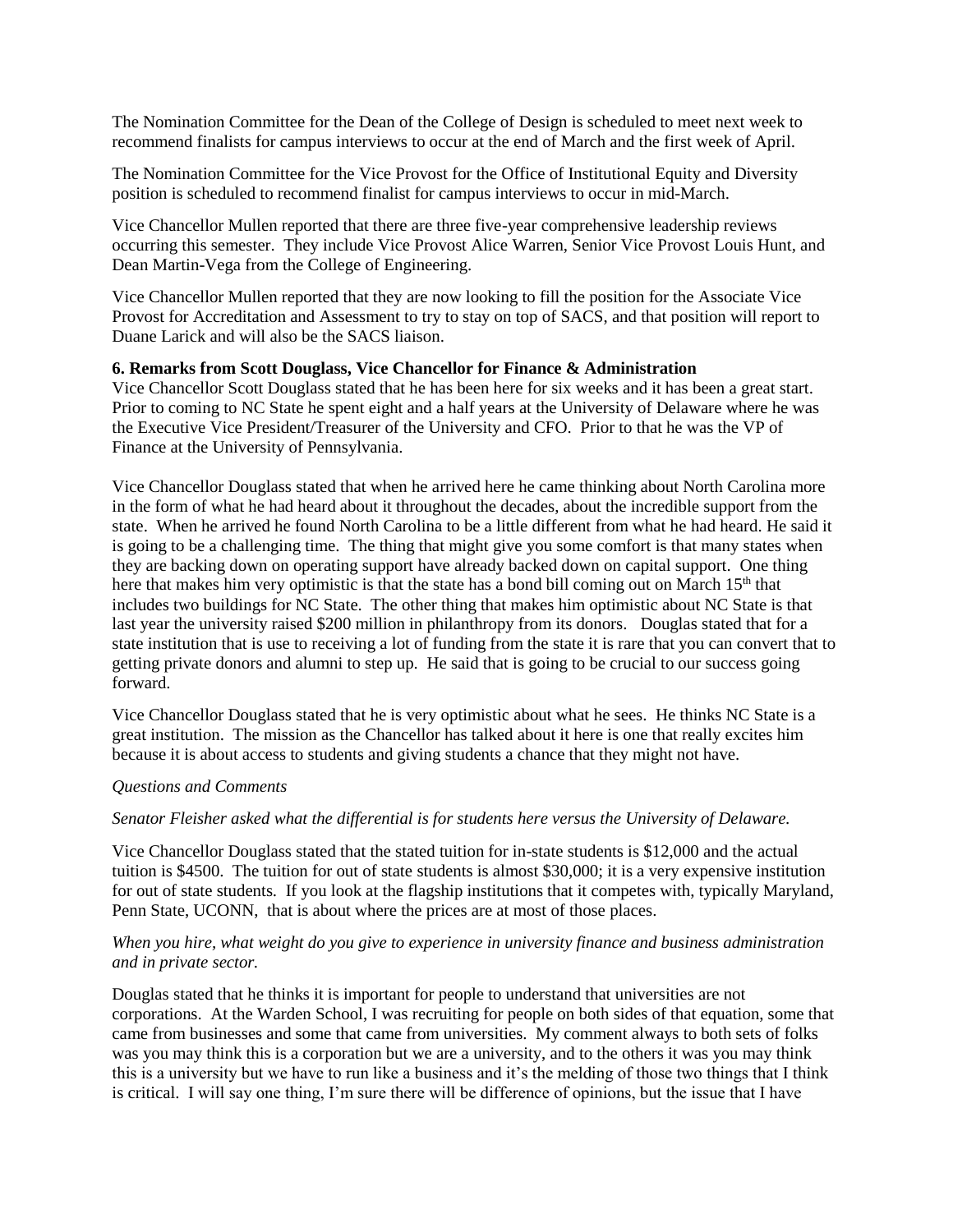The Nomination Committee for the Dean of the College of Design is scheduled to meet next week to recommend finalists for campus interviews to occur at the end of March and the first week of April.

The Nomination Committee for the Vice Provost for the Office of Institutional Equity and Diversity position is scheduled to recommend finalist for campus interviews to occur in mid-March.

Vice Chancellor Mullen reported that there are three five-year comprehensive leadership reviews occurring this semester. They include Vice Provost Alice Warren, Senior Vice Provost Louis Hunt, and Dean Martin-Vega from the College of Engineering.

Vice Chancellor Mullen reported that they are now looking to fill the position for the Associate Vice Provost for Accreditation and Assessment to try to stay on top of SACS, and that position will report to Duane Larick and will also be the SACS liaison.

**6. Remarks from Scott Douglass, Vice Chancellor for Finance & Administration**

Vice Chancellor Scott Douglass stated that he has been here for six weeks and it has been a great start. Prior to coming to NC State he spent eight and a half years at the University of Delaware where he was the Executive Vice President/Treasurer of the University and CFO. Prior to that he was the VP of Finance at the University of Pennsylvania.

Vice Chancellor Douglass stated that when he arrived here he came thinking about North Carolina more in the form of what he had heard about it throughout the decades, about the incredible support from the state. When he arrived he found North Carolina to be a little different from what he had heard. He said it is going to be a challenging time. The thing that might give you some comfort is that many states when they are backing down on operating support have already backed down on capital support. One thing here that makes him very optimistic is that the state has a bond bill coming out on March 15th that includes two buildings for NC State. The other thing that makes him optimistic about NC State is that last year the university raised $200 million in philanthropy from its donors. Douglas stated that for a state institution that is use to receiving a lot of funding from the state it is rare that you can convert that to getting private donors and alumni to step up. He said that is going to be crucial to our success going forward.

Vice Chancellor Douglass stated that he is very optimistic about what he sees. He thinks NC State is a great institution. The mission as the Chancellor has talked about it here is one that really excites him because it is about access to students and giving students a chance that they might not have.

*Questions and Comments*

*Senator Fleisher asked what the differential is for students here versus the University of Delaware.*

Vice Chancellor Douglass stated that the stated tuition for in-state students is $12,000 and the actual tuition is $4500. The tuition for out of state students is almost $30,000; it is a very expensive institution for out of state students. If you look at the flagship institutions that it competes with, typically Maryland, Penn State, UCONN, that is about where the prices are at most of those places.

*When you hire, what weight do you give to experience in university finance and business administration and in private sector.*

Douglas stated that he thinks it is important for people to understand that universities are not corporations. At the Warden School, I was recruiting for people on both sides of that equation, some that came from businesses and some that came from universities. My comment always to both sets of folks was you may think this is a corporation but we are a university, and to the others it was you may think this is a university but we have to run like a business and it's the melding of those two things that I think is critical. I will say one thing, I'm sure there will be difference of opinions, but the issue that I have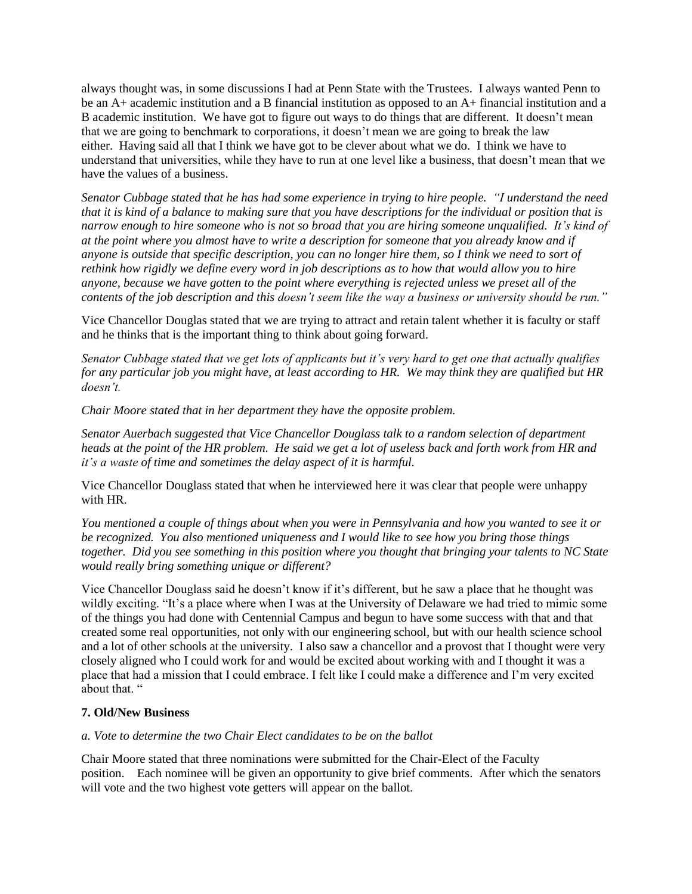always thought was, in some discussions I had at Penn State with the Trustees. I always wanted Penn to be an A+ academic institution and a B financial institution as opposed to an A+ financial institution and a B academic institution. We have got to figure out ways to do things that are different. It doesn't mean that we are going to benchmark to corporations, it doesn't mean we are going to break the law either. Having said all that I think we have got to be clever about what we do. I think we have to understand that universities, while they have to run at one level like a business, that doesn't mean that we have the values of a business.

*Senator Cubbage stated that he has had some experience in trying to hire people. "I understand the need that it is kind of a balance to making sure that you have descriptions for the individual or position that is narrow enough to hire someone who is not so broad that you are hiring someone unqualified. It's kind of at the point where you almost have to write a description for someone that you already know and if anyone is outside that specific description, you can no longer hire them, so I think we need to sort of rethink how rigidly we define every word in job descriptions as to how that would allow you to hire anyone, because we have gotten to the point where everything is rejected unless we preset all of the contents of the job description and this doesn't seem like the way a business or university should be run."*

Vice Chancellor Douglas stated that we are trying to attract and retain talent whether it is faculty or staff and he thinks that is the important thing to think about going forward.

*Senator Cubbage stated that we get lots of applicants but it's very hard to get one that actually qualifies for any particular job you might have, at least according to HR. We may think they are qualified but HR doesn't.*

*Chair Moore stated that in her department they have the opposite problem.*

*Senator Auerbach suggested that Vice Chancellor Douglass talk to a random selection of department heads at the point of the HR problem. He said we get a lot of useless back and forth work from HR and it's a waste of time and sometimes the delay aspect of it is harmful.*

Vice Chancellor Douglass stated that when he interviewed here it was clear that people were unhappy with HR.

*You mentioned a couple of things about when you were in Pennsylvania and how you wanted to see it or be recognized. You also mentioned uniqueness and I would like to see how you bring those things together. Did you see something in this position where you thought that bringing your talents to NC State would really bring something unique or different?*

Vice Chancellor Douglass said he doesn't know if it's different, but he saw a place that he thought was wildly exciting. "It's a place where when I was at the University of Delaware we had tried to mimic some of the things you had done with Centennial Campus and begun to have some success with that and that created some real opportunities, not only with our engineering school, but with our health science school and a lot of other schools at the university. I also saw a chancellor and a provost that I thought were very closely aligned who I could work for and would be excited about working with and I thought it was a place that had a mission that I could embrace. I felt like I could make a difference and I'm very excited about that. "

**7. Old/New Business**

*a. Vote to determine the two Chair Elect candidates to be on the ballot*

Chair Moore stated that three nominations were submitted for the Chair-Elect of the Faculty position. Each nominee will be given an opportunity to give brief comments. After which the senators will vote and the two highest vote getters will appear on the ballot.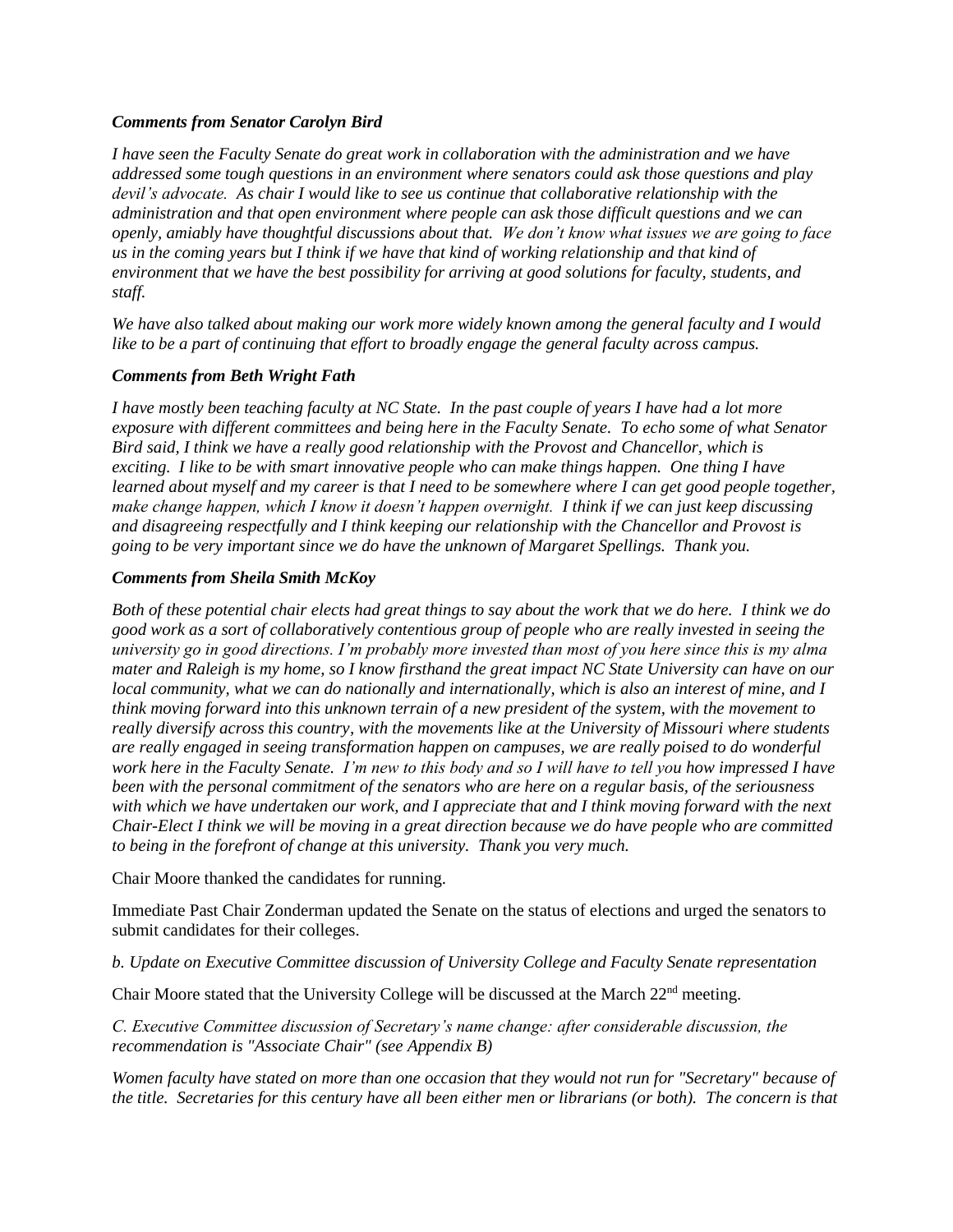***Comments from Senator Carolyn Bird***

*I have seen the Faculty Senate do great work in collaboration with the administration and we have addressed some tough questions in an environment where senators could ask those questions and play devil's advocate. As chair I would like to see us continue that collaborative relationship with the administration and that open environment where people can ask those difficult questions and we can openly, amiably have thoughtful discussions about that. We don't know what issues we are going to face us in the coming years but I think if we have that kind of working relationship and that kind of environment that we have the best possibility for arriving at good solutions for faculty, students, and staff.*

*We have also talked about making our work more widely known among the general faculty and I would like to be a part of continuing that effort to broadly engage the general faculty across campus.*

***Comments from Beth Wright Fath***

*I have mostly been teaching faculty at NC State. In the past couple of years I have had a lot more exposure with different committees and being here in the Faculty Senate. To echo some of what Senator Bird said, I think we have a really good relationship with the Provost and Chancellor, which is exciting. I like to be with smart innovative people who can make things happen. One thing I have learned about myself and my career is that I need to be somewhere where I can get good people together, make change happen, which I know it doesn't happen overnight. I think if we can just keep discussing and disagreeing respectfully and I think keeping our relationship with the Chancellor and Provost is going to be very important since we do have the unknown of Margaret Spellings. Thank you.*

***Comments from Sheila Smith McKoy***

*Both of these potential chair elects had great things to say about the work that we do here. I think we do good work as a sort of collaboratively contentious group of people who are really invested in seeing the university go in good directions. I'm probably more invested than most of you here since this is my alma mater and Raleigh is my home, so I know firsthand the great impact NC State University can have on our local community, what we can do nationally and internationally, which is also an interest of mine, and I think moving forward into this unknown terrain of a new president of the system, with the movement to really diversify across this country, with the movements like at the University of Missouri where students are really engaged in seeing transformation happen on campuses, we are really poised to do wonderful work here in the Faculty Senate. I'm new to this body and so I will have to tell you how impressed I have been with the personal commitment of the senators who are here on a regular basis, of the seriousness with which we have undertaken our work, and I appreciate that and I think moving forward with the next Chair-Elect I think we will be moving in a great direction because we do have people who are committed to being in the forefront of change at this university. Thank you very much.*

Chair Moore thanked the candidates for running.

Immediate Past Chair Zonderman updated the Senate on the status of elections and urged the senators to submit candidates for their colleges.

*b. Update on Executive Committee discussion of University College and Faculty Senate representation*

Chair Moore stated that the University College will be discussed at the March 22nd meeting.

*C. Executive Committee discussion of Secretary's name change: after considerable discussion, the recommendation is "Associate Chair" (see Appendix B)*

*Women faculty have stated on more than one occasion that they would not run for "Secretary" because of the title. Secretaries for this century have all been either men or librarians (or both). The concern is that*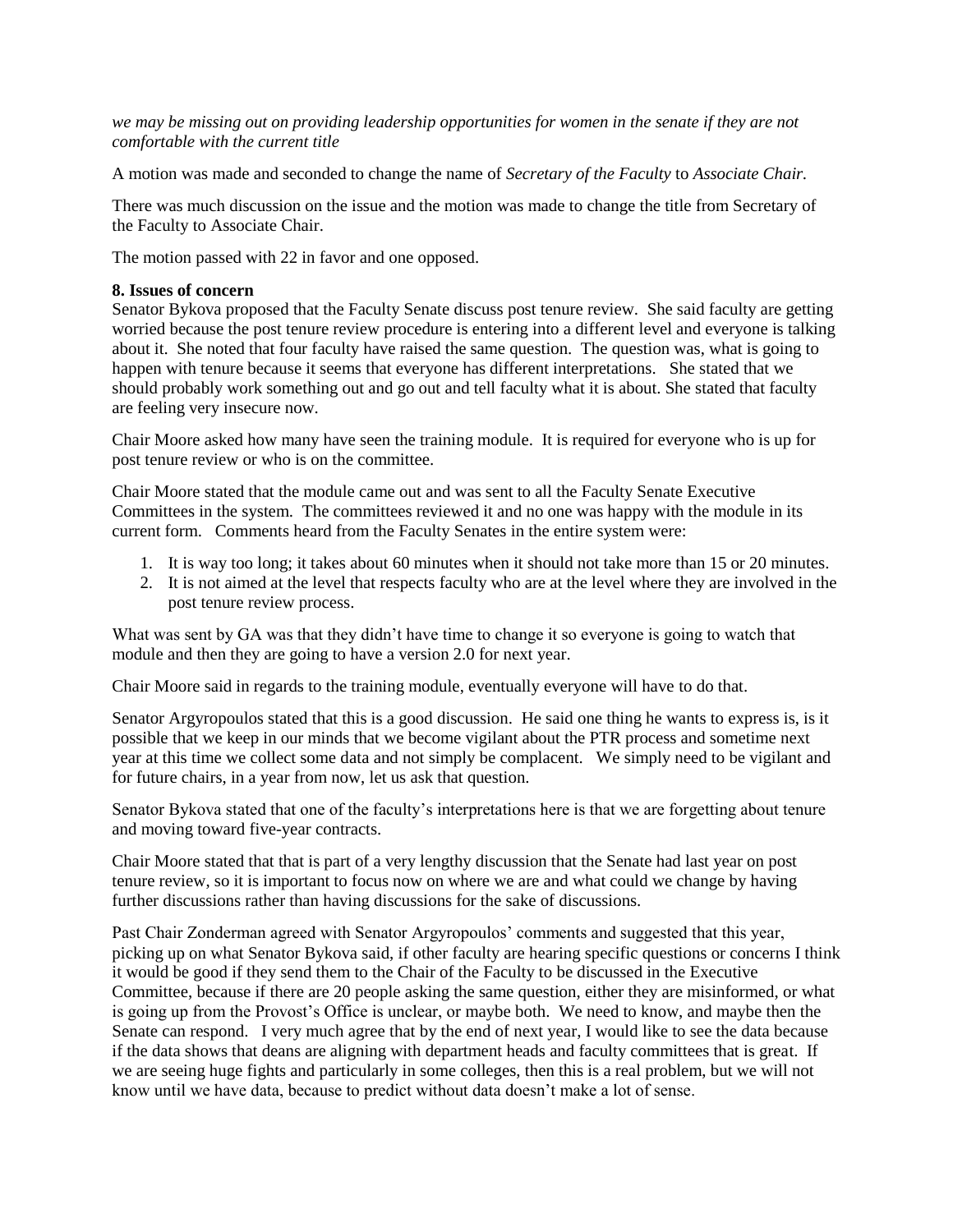*we may be missing out on providing leadership opportunities for women in the senate if they are not comfortable with the current title*

A motion was made and seconded to change the name of *Secretary of the Faculty* to *Associate Chair*.

There was much discussion on the issue and the motion was made to change the title from Secretary of the Faculty to Associate Chair.

The motion passed with 22 in favor and one opposed.

**8. Issues of concern**

Senator Bykova proposed that the Faculty Senate discuss post tenure review. She said faculty are getting worried because the post tenure review procedure is entering into a different level and everyone is talking about it. She noted that four faculty have raised the same question. The question was, what is going to happen with tenure because it seems that everyone has different interpretations. She stated that we should probably work something out and go out and tell faculty what it is about. She stated that faculty are feeling very insecure now.

Chair Moore asked how many have seen the training module. It is required for everyone who is up for post tenure review or who is on the committee.

Chair Moore stated that the module came out and was sent to all the Faculty Senate Executive Committees in the system. The committees reviewed it and no one was happy with the module in its current form. Comments heard from the Faculty Senates in the entire system were:

1. It is way too long; it takes about 60 minutes when it should not take more than 15 or 20 minutes.
2. It is not aimed at the level that respects faculty who are at the level where they are involved in the post tenure review process.

What was sent by GA was that they didn't have time to change it so everyone is going to watch that module and then they are going to have a version 2.0 for next year.

Chair Moore said in regards to the training module, eventually everyone will have to do that.

Senator Argyropoulos stated that this is a good discussion. He said one thing he wants to express is, is it possible that we keep in our minds that we become vigilant about the PTR process and sometime next year at this time we collect some data and not simply be complacent. We simply need to be vigilant and for future chairs, in a year from now, let us ask that question.

Senator Bykova stated that one of the faculty's interpretations here is that we are forgetting about tenure and moving toward five-year contracts.

Chair Moore stated that that is part of a very lengthy discussion that the Senate had last year on post tenure review, so it is important to focus now on where we are and what could we change by having further discussions rather than having discussions for the sake of discussions.

Past Chair Zonderman agreed with Senator Argyropoulos' comments and suggested that this year, picking up on what Senator Bykova said, if other faculty are hearing specific questions or concerns I think it would be good if they send them to the Chair of the Faculty to be discussed in the Executive Committee, because if there are 20 people asking the same question, either they are misinformed, or what is going up from the Provost's Office is unclear, or maybe both. We need to know, and maybe then the Senate can respond. I very much agree that by the end of next year, I would like to see the data because if the data shows that deans are aligning with department heads and faculty committees that is great. If we are seeing huge fights and particularly in some colleges, then this is a real problem, but we will not know until we have data, because to predict without data doesn't make a lot of sense.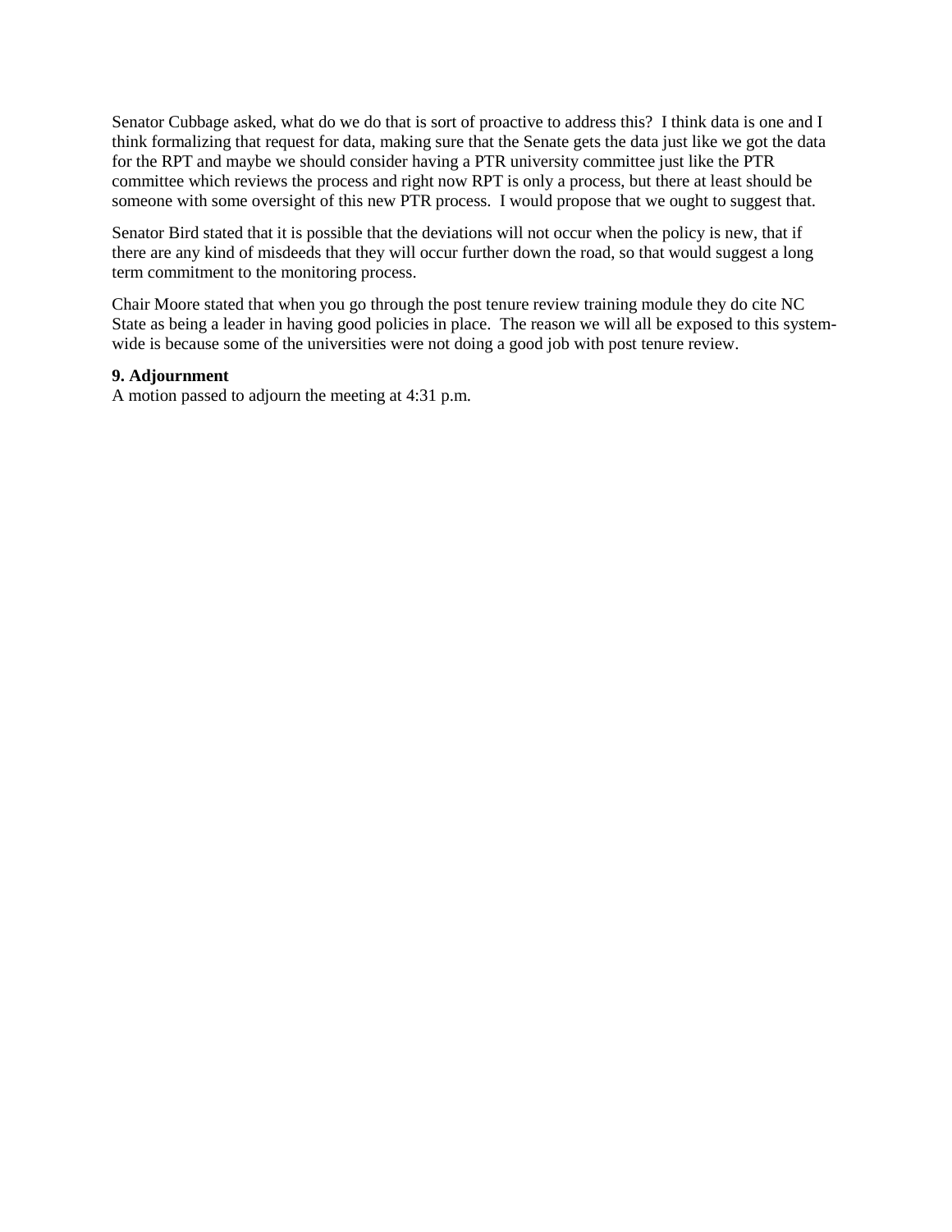Senator Cubbage asked, what do we do that is sort of proactive to address this? I think data is one and I think formalizing that request for data, making sure that the Senate gets the data just like we got the data for the RPT and maybe we should consider having a PTR university committee just like the PTR committee which reviews the process and right now RPT is only a process, but there at least should be someone with some oversight of this new PTR process. I would propose that we ought to suggest that.

Senator Bird stated that it is possible that the deviations will not occur when the policy is new, that if there are any kind of misdeeds that they will occur further down the road, so that would suggest a long term commitment to the monitoring process.

Chair Moore stated that when you go through the post tenure review training module they do cite NC State as being a leader in having good policies in place. The reason we will all be exposed to this system-wide is because some of the universities were not doing a good job with post tenure review.

**9. Adjournment**
A motion passed to adjourn the meeting at 4:31 p.m.